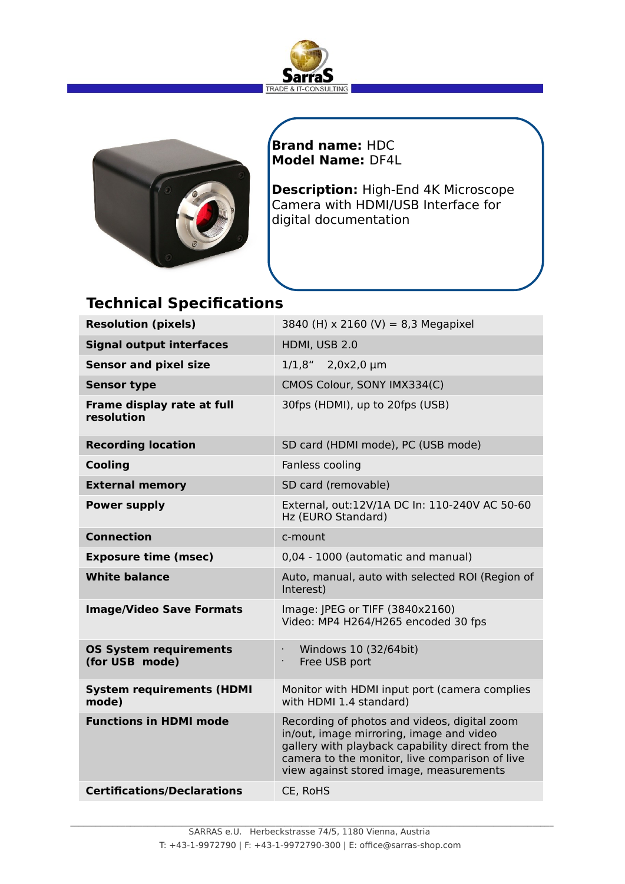**Brand name:** HDC
**Model Name:** DF4L

**Description:** High-End 4K Microscope Camera with HDMI/USB Interface for digital documentation

## Technical Specifications

| | |
|---|---|
| **Resolution (pixels)** | 3840 (H) x 2160 (V) = 8,3 Megapixel |
| **Signal output interfaces** | HDMI, USB 2.0 |
| **Sensor and pixel size** | 1/1,8"   2,0x2,0 µm |
| **Sensor type** | CMOS Colour, SONY IMX334(C) |
| **Frame display rate at full resolution** | 30fps (HDMI), up to 20fps (USB) |
| **Recording location** | SD card (HDMI mode), PC (USB mode) |
| **Cooling** | Fanless cooling |
| **External memory** | SD card (removable) |
| **Power supply** | External, out:12V/1A DC In: 110-240V AC 50-60 Hz (EURO Standard) |
| **Connection** | c-mount |
| **Exposure time (msec)** | 0,04 - 1000 (automatic and manual) |
| **White balance** | Auto, manual, auto with selected ROI (Region of Interest) |
| **Image/Video Save Formats** | Image: JPEG or TIFF (3840x2160)<br>Video: MP4 H264/H265 encoded 30 fps |
| **OS System requirements (for USB mode)** | · Windows 10 (32/64bit)<br>· Free USB port |
| **System requirements (HDMI mode)** | Monitor with HDMI input port (camera complies with HDMI 1.4 standard) |
| **Functions in HDMI mode** | Recording of photos and videos, digital zoom in/out, image mirroring, image and video gallery with playback capability direct from the camera to the monitor, live comparison of live view against stored image, measurements |
| **Certifications/Declarations** | CE, RoHS |

SARRAS e.U.   Herbeckstrasse 74/5, 1180 Vienna, Austria
T: +43-1-9972790 | F: +43-1-9972790-300 | E: office@sarras-shop.com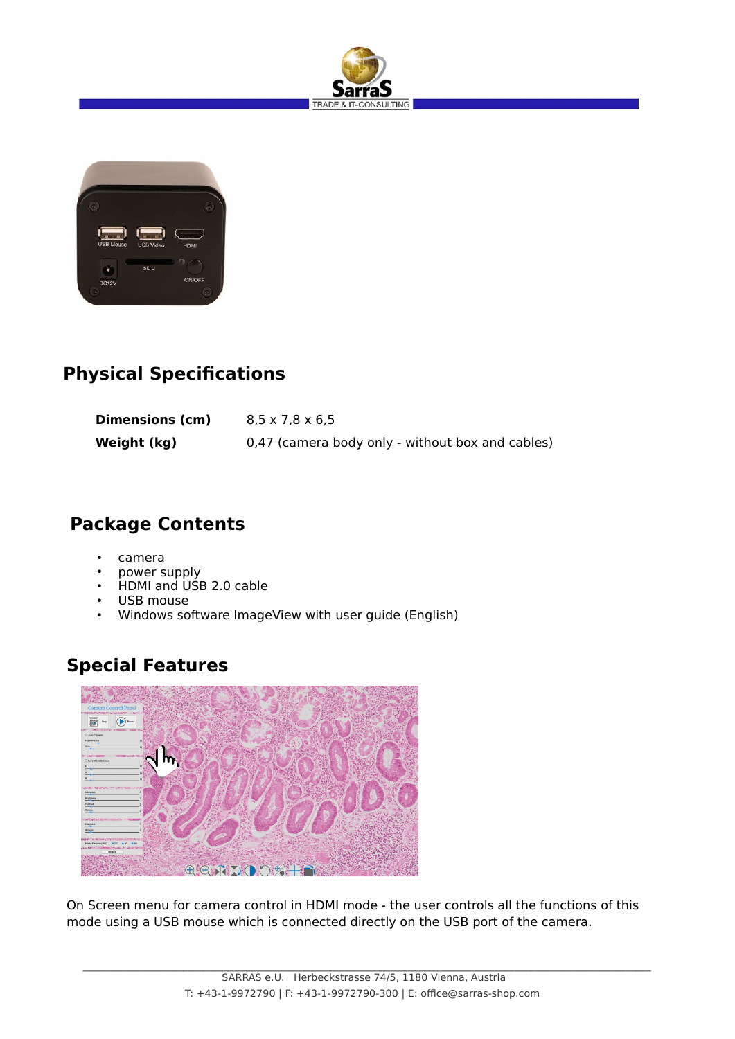## Physical Specifications

| | |
|---|---|
| **Dimensions (cm)** | 8,5 x 7,8 x 6,5 |
| **Weight (kg)** | 0,47 (camera body only - without box and cables) |

## Package Contents

- camera
- power supply
- HDMI and USB 2.0 cable
- USB mouse
- Windows software ImageView with user guide (English)

## Special Features

On Screen menu for camera control in HDMI mode - the user controls all the functions of this mode using a USB mouse which is connected directly on the USB port of the camera.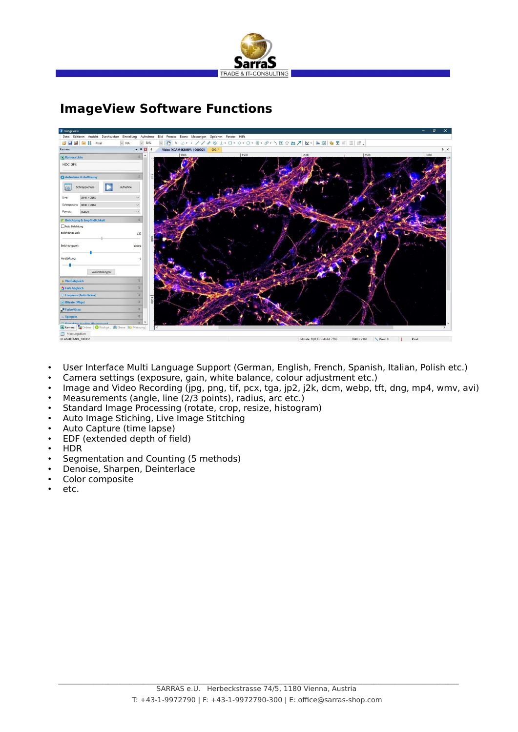# ImageView Software Functions

- User Interface Multi Language Support (German, English, French, Spanish, Italian, Polish etc.)
- Camera settings (exposure, gain, white balance, colour adjustment etc.)
- Image and Video Recording (jpg, png, tif, pcx, tga, jp2, j2k, dcm, webp, tft, dng, mp4, wmv, avi)
- Measurements (angle, line (2/3 points), radius, arc etc.)
- Standard Image Processing (rotate, crop, resize, histogram)
- Auto Image Stiching, Live Image Stitching
- Auto Capture (time lapse)
- EDF (extended depth of field)
- HDR
- Segmentation and Counting (5 methods)
- Denoise, Sharpen, Deinterlace
- Color composite
- etc.

SARRAS e.U. Herbeckstrasse 74/5, 1180 Vienna, Austria
T: +43-1-9972790 | F: +43-1-9972790-300 | E: office@sarras-shop.com